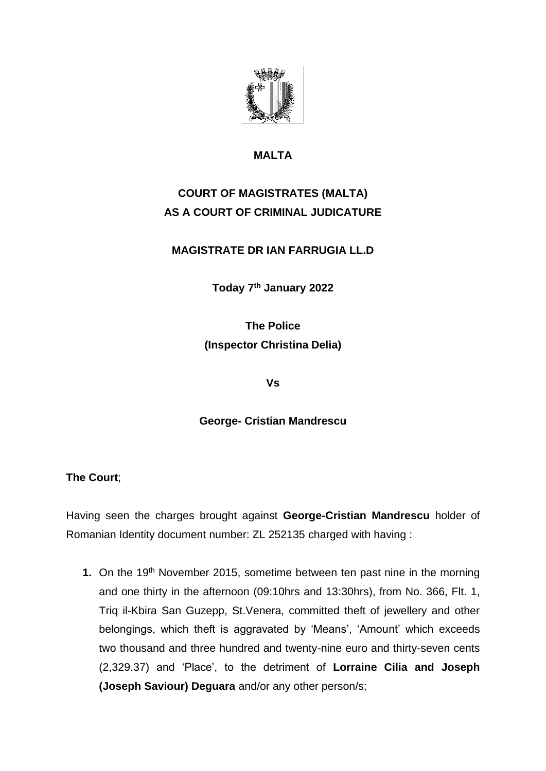**MALTA**

**COURT OF MAGISTRATES (MALTA)**
**AS A COURT OF CRIMINAL JUDICATURE**

**MAGISTRATE DR IAN FARRUGIA LL.D**

**Today 7th January 2022**

**The Police**
**(Inspector Christina Delia)**

**Vs**

**George- Cristian Mandrescu**

**The Court**;

Having seen the charges brought against **George-Cristian Mandrescu** holder of Romanian Identity document number: ZL 252135 charged with having :

1. On the 19th November 2015, sometime between ten past nine in the morning and one thirty in the afternoon (09:10hrs and 13:30hrs), from No. 366, Flt. 1, Triq il-Kbira San Guzepp, St.Venera, committed theft of jewellery and other belongings, which theft is aggravated by 'Means', 'Amount' which exceeds two thousand and three hundred and twenty-nine euro and thirty-seven cents (2,329.37) and 'Place', to the detriment of **Lorraine Cilia and Joseph (Joseph Saviour) Deguara** and/or any other person/s;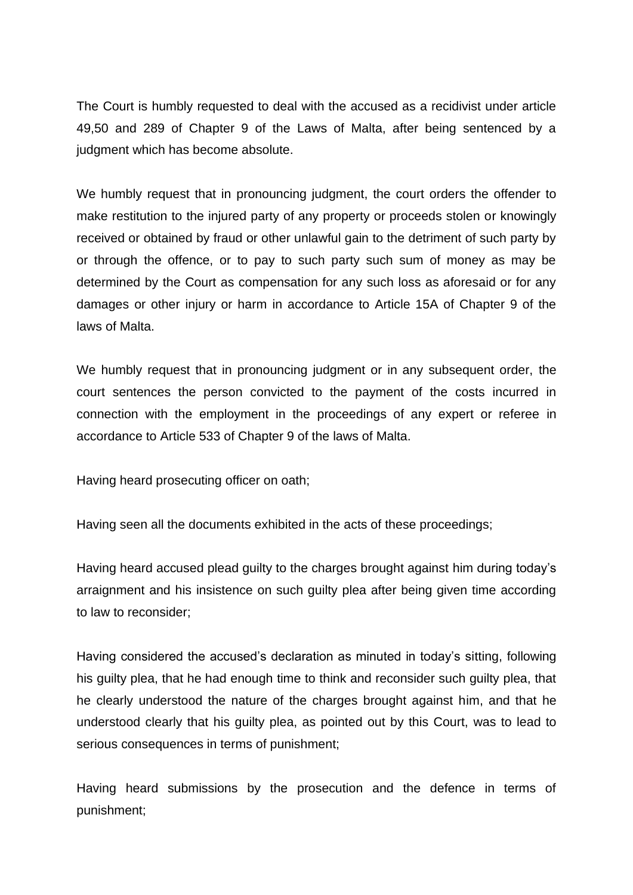The Court is humbly requested to deal with the accused as a recidivist under article 49,50 and 289 of Chapter 9 of the Laws of Malta, after being sentenced by a judgment which has become absolute.

We humbly request that in pronouncing judgment, the court orders the offender to make restitution to the injured party of any property or proceeds stolen or knowingly received or obtained by fraud or other unlawful gain to the detriment of such party by or through the offence, or to pay to such party such sum of money as may be determined by the Court as compensation for any such loss as aforesaid or for any damages or other injury or harm in accordance to Article 15A of Chapter 9 of the laws of Malta.

We humbly request that in pronouncing judgment or in any subsequent order, the court sentences the person convicted to the payment of the costs incurred in connection with the employment in the proceedings of any expert or referee in accordance to Article 533 of Chapter 9 of the laws of Malta.

Having heard prosecuting officer on oath;

Having seen all the documents exhibited in the acts of these proceedings;

Having heard accused plead guilty to the charges brought against him during today's arraignment and his insistence on such guilty plea after being given time according to law to reconsider;

Having considered the accused's declaration as minuted in today's sitting, following his guilty plea, that he had enough time to think and reconsider such guilty plea, that he clearly understood the nature of the charges brought against him, and that he understood clearly that his guilty plea, as pointed out by this Court, was to lead to serious consequences in terms of punishment;

Having heard submissions by the prosecution and the defence in terms of punishment;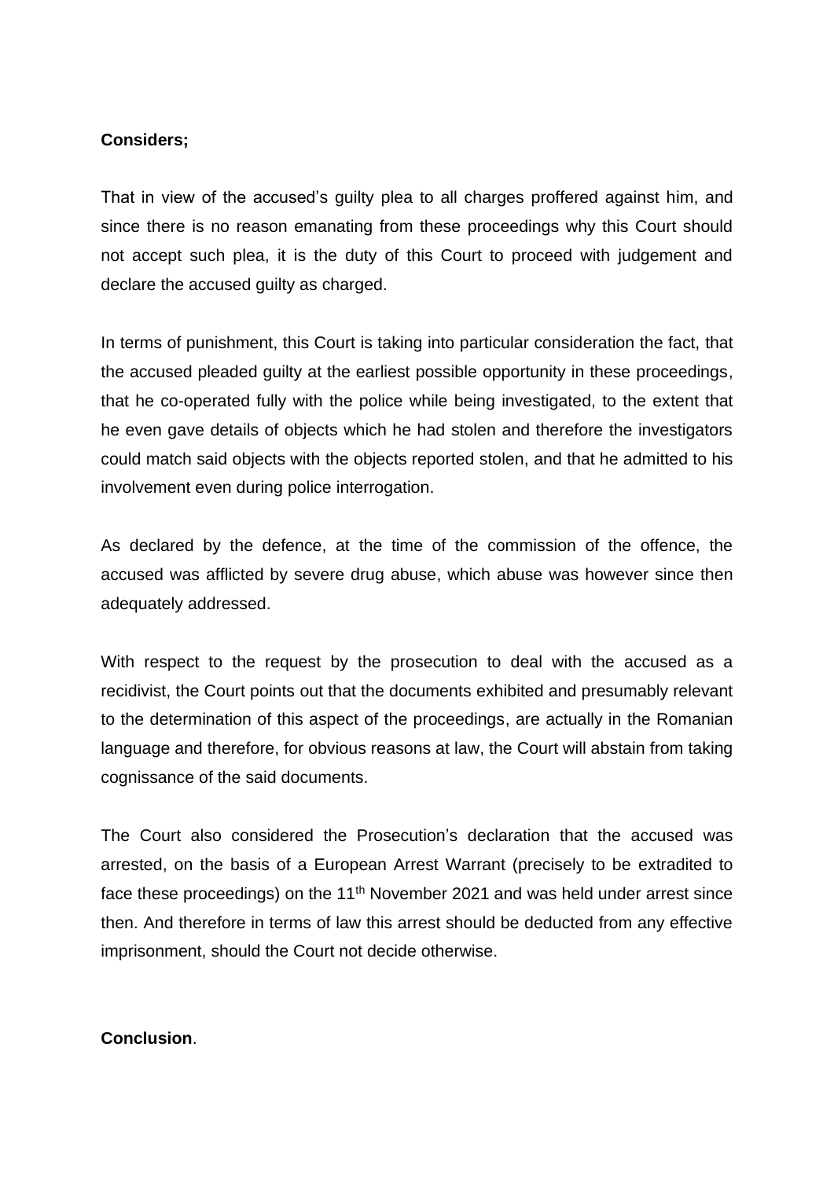**Considers;**

That in view of the accused's guilty plea to all charges proffered against him, and since there is no reason emanating from these proceedings why this Court should not accept such plea, it is the duty of this Court to proceed with judgement and declare the accused guilty as charged.

In terms of punishment, this Court is taking into particular consideration the fact, that the accused pleaded guilty at the earliest possible opportunity in these proceedings, that he co-operated fully with the police while being investigated, to the extent that he even gave details of objects which he had stolen and therefore the investigators could match said objects with the objects reported stolen, and that he admitted to his involvement even during police interrogation.

As declared by the defence, at the time of the commission of the offence, the accused was afflicted by severe drug abuse, which abuse was however since then adequately addressed.

With respect to the request by the prosecution to deal with the accused as a recidivist, the Court points out that the documents exhibited and presumably relevant to the determination of this aspect of the proceedings, are actually in the Romanian language and therefore, for obvious reasons at law, the Court will abstain from taking cognissance of the said documents.

The Court also considered the Prosecution's declaration that the accused was arrested, on the basis of a European Arrest Warrant (precisely to be extradited to face these proceedings) on the 11th November 2021 and was held under arrest since then. And therefore in terms of law this arrest should be deducted from any effective imprisonment, should the Court not decide otherwise.

**Conclusion**.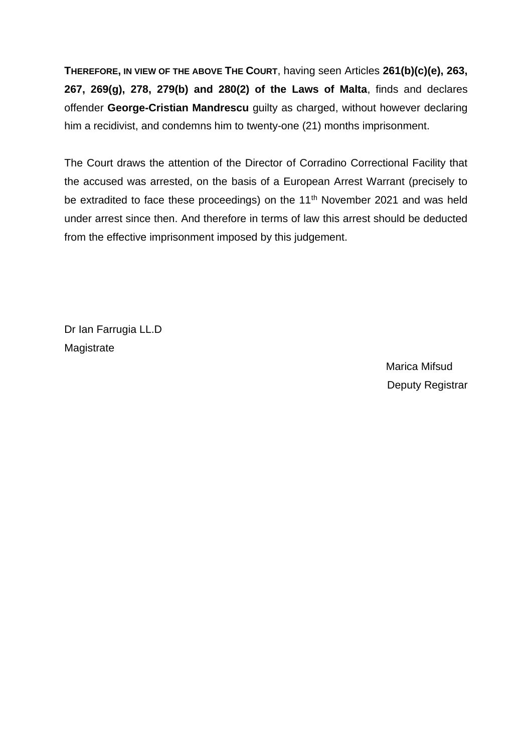**THEREFORE, IN VIEW OF THE ABOVE THE COURT**, having seen Articles **261(b)(c)(e), 263, 267, 269(g), 278, 279(b) and 280(2) of the Laws of Malta**, finds and declares offender **George-Cristian Mandrescu** guilty as charged, without however declaring him a recidivist, and condemns him to twenty-one (21) months imprisonment.

The Court draws the attention of the Director of Corradino Correctional Facility that the accused was arrested, on the basis of a European Arrest Warrant (precisely to be extradited to face these proceedings) on the 11th November 2021 and was held under arrest since then. And therefore in terms of law this arrest should be deducted from the effective imprisonment imposed by this judgement.

Dr Ian Farrugia LL.D
Magistrate

Marica Mifsud
Deputy Registrar